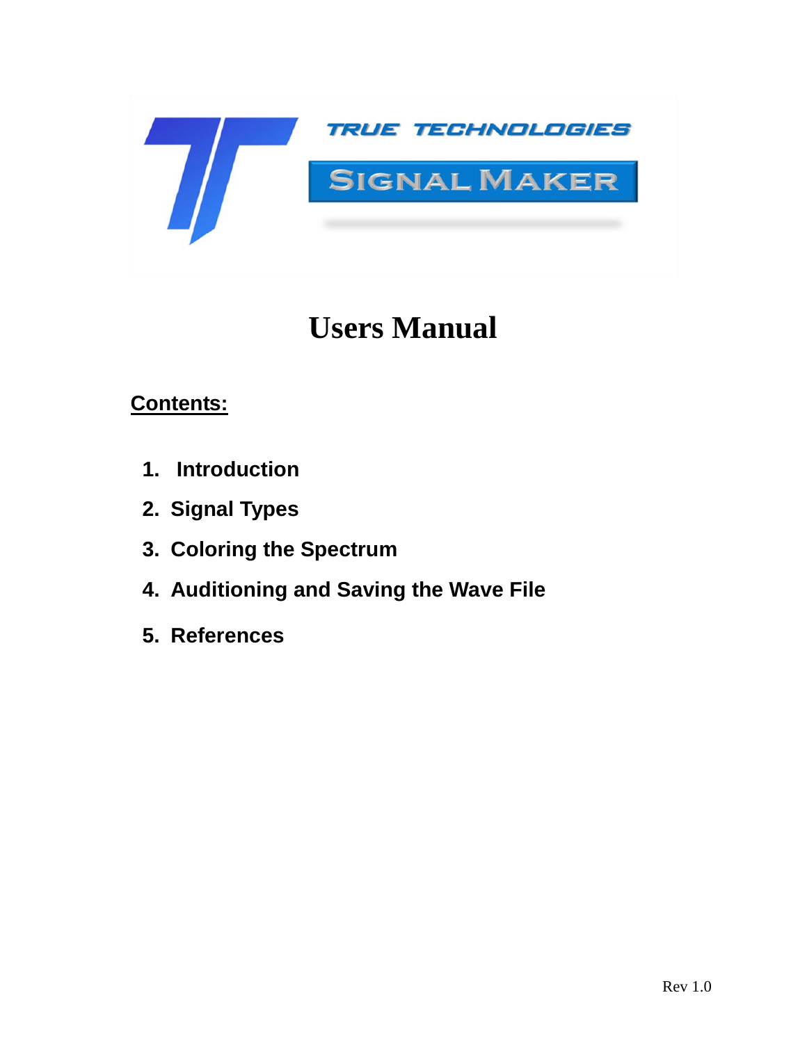TRUE TECHNOLOGIES

SIGNAL MAKER

# Users Manual

**Contents:**

1. **Introduction**
2. **Signal Types**
3. **Coloring the Spectrum**
4. **Auditioning and Saving the Wave File**
5. **References**

Rev 1.0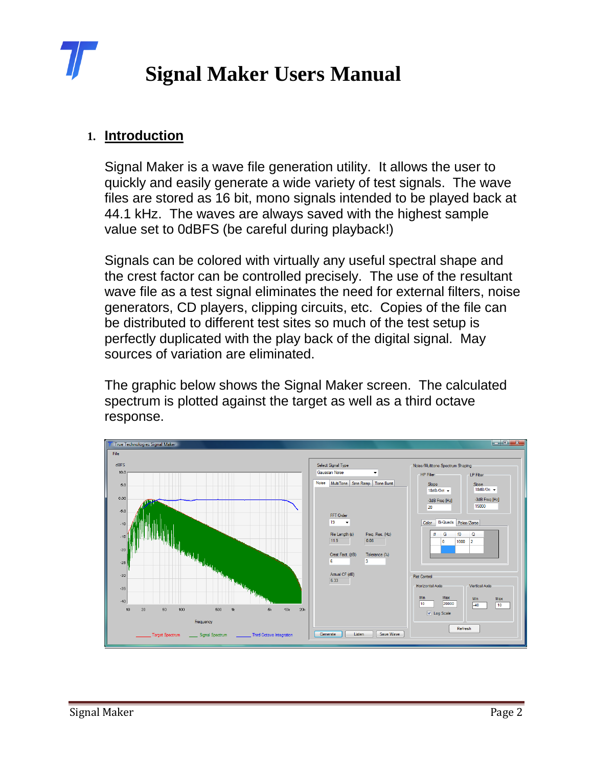# Signal Maker Users Manual

## 1. Introduction

Signal Maker is a wave file generation utility. It allows the user to quickly and easily generate a wide variety of test signals. The wave files are stored as 16 bit, mono signals intended to be played back at 44.1 kHz. The waves are always saved with the highest sample value set to 0dBFS (be careful during playback!)

Signals can be colored with virtually any useful spectral shape and the crest factor can be controlled precisely. The use of the resultant wave file as a test signal eliminates the need for external filters, noise generators, CD players, clipping circuits, etc. Copies of the file can be distributed to different test sites so much of the test setup is perfectly duplicated with the play back of the digital signal. May sources of variation are eliminated.

The graphic below shows the Signal Maker screen. The calculated spectrum is plotted against the target as well as a third octave response.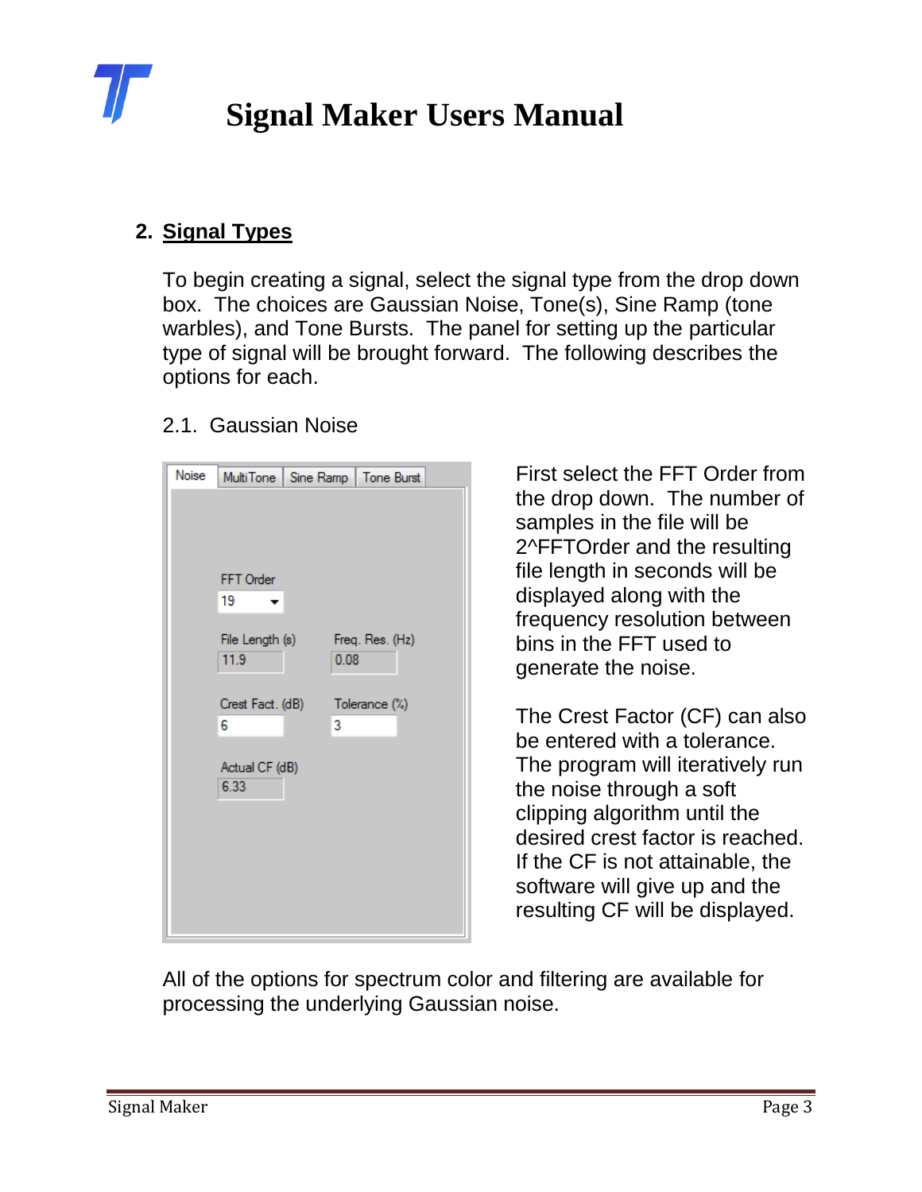## 2. Signal Types

To begin creating a signal, select the signal type from the drop down box. The choices are Gaussian Noise, Tone(s), Sine Ramp (tone warbles), and Tone Bursts. The panel for setting up the particular type of signal will be brought forward. The following describes the options for each.

### 2.1. Gaussian Noise

First select the FFT Order from the drop down. The number of samples in the file will be 2^FFTOrder and the resulting file length in seconds will be displayed along with the frequency resolution between bins in the FFT used to generate the noise.

The Crest Factor (CF) can also be entered with a tolerance. The program will iteratively run the noise through a soft clipping algorithm until the desired crest factor is reached. If the CF is not attainable, the software will give up and the resulting CF will be displayed.

All of the options for spectrum color and filtering are available for processing the underlying Gaussian noise.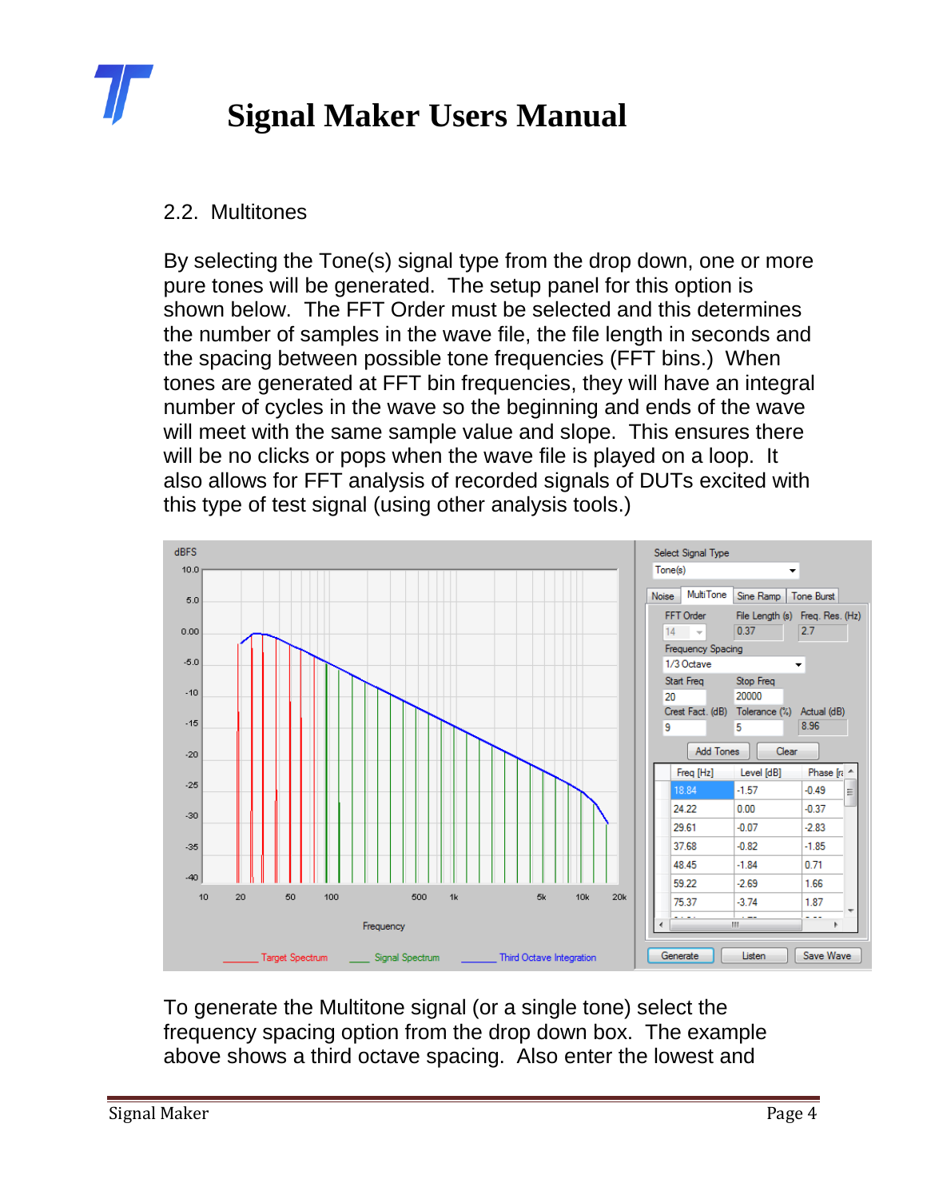## 2.2. Multitones

By selecting the Tone(s) signal type from the drop down, one or more pure tones will be generated. The setup panel for this option is shown below. The FFT Order must be selected and this determines the number of samples in the wave file, the file length in seconds and the spacing between possible tone frequencies (FFT bins.) When tones are generated at FFT bin frequencies, they will have an integral number of cycles in the wave so the beginning and ends of the wave will meet with the same sample value and slope. This ensures there will be no clicks or pops when the wave file is played on a loop. It also allows for FFT analysis of recorded signals of DUTs excited with this type of test signal (using other analysis tools.)

To generate the Multitone signal (or a single tone) select the frequency spacing option from the drop down box. The example above shows a third octave spacing. Also enter the lowest and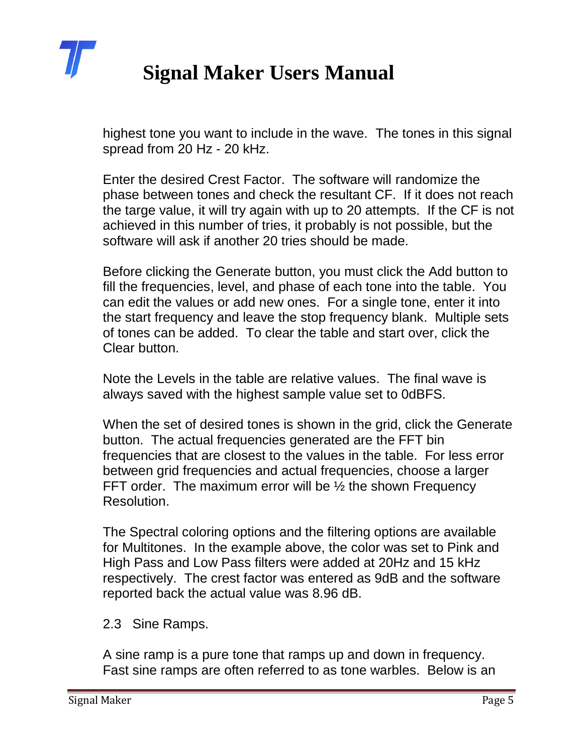highest tone you want to include in the wave. The tones in this signal spread from 20 Hz - 20 kHz.

Enter the desired Crest Factor. The software will randomize the phase between tones and check the resultant CF. If it does not reach the targe value, it will try again with up to 20 attempts. If the CF is not achieved in this number of tries, it probably is not possible, but the software will ask if another 20 tries should be made.

Before clicking the Generate button, you must click the Add button to fill the frequencies, level, and phase of each tone into the table. You can edit the values or add new ones. For a single tone, enter it into the start frequency and leave the stop frequency blank. Multiple sets of tones can be added. To clear the table and start over, click the Clear button.

Note the Levels in the table are relative values. The final wave is always saved with the highest sample value set to 0dBFS.

When the set of desired tones is shown in the grid, click the Generate button. The actual frequencies generated are the FFT bin frequencies that are closest to the values in the table. For less error between grid frequencies and actual frequencies, choose a larger FFT order. The maximum error will be ½ the shown Frequency Resolution.

The Spectral coloring options and the filtering options are available for Multitones. In the example above, the color was set to Pink and High Pass and Low Pass filters were added at 20Hz and 15 kHz respectively. The crest factor was entered as 9dB and the software reported back the actual value was 8.96 dB.

## 2.3 Sine Ramps.

A sine ramp is a pure tone that ramps up and down in frequency. Fast sine ramps are often referred to as tone warbles. Below is an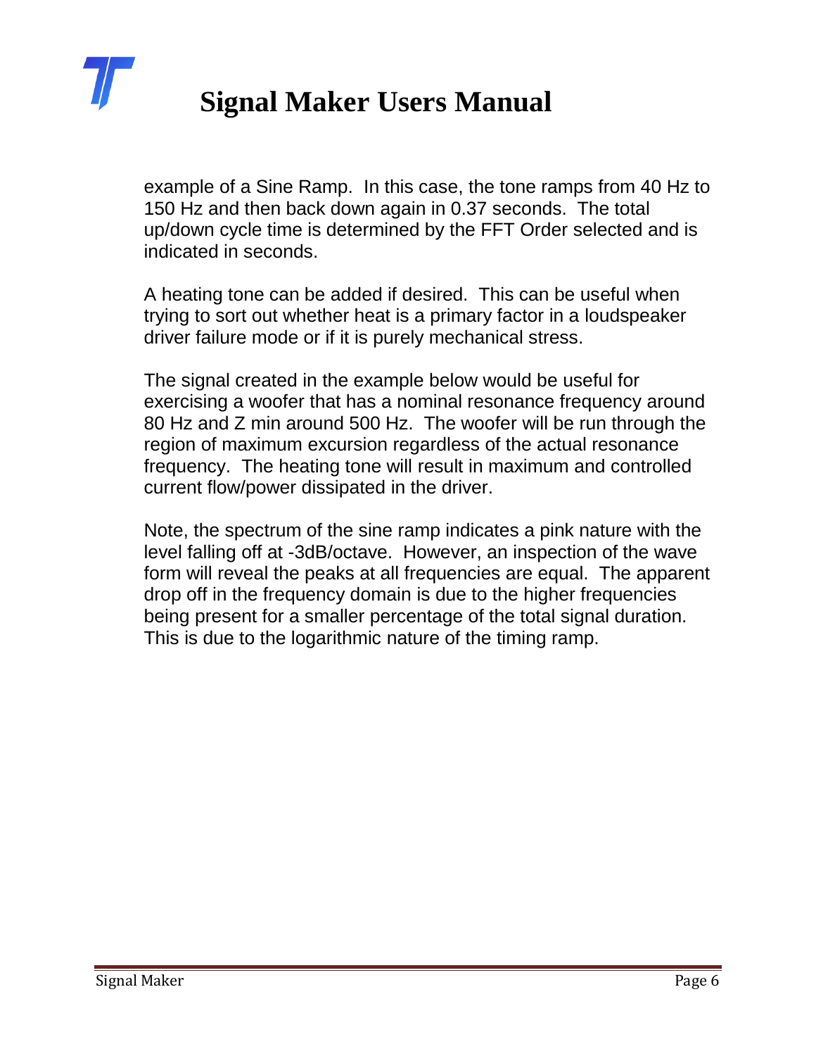example of a Sine Ramp. In this case, the tone ramps from 40 Hz to 150 Hz and then back down again in 0.37 seconds. The total up/down cycle time is determined by the FFT Order selected and is indicated in seconds.

A heating tone can be added if desired. This can be useful when trying to sort out whether heat is a primary factor in a loudspeaker driver failure mode or if it is purely mechanical stress.

The signal created in the example below would be useful for exercising a woofer that has a nominal resonance frequency around 80 Hz and Z min around 500 Hz. The woofer will be run through the region of maximum excursion regardless of the actual resonance frequency. The heating tone will result in maximum and controlled current flow/power dissipated in the driver.

Note, the spectrum of the sine ramp indicates a pink nature with the level falling off at -3dB/octave. However, an inspection of the wave form will reveal the peaks at all frequencies are equal. The apparent drop off in the frequency domain is due to the higher frequencies being present for a smaller percentage of the total signal duration. This is due to the logarithmic nature of the timing ramp.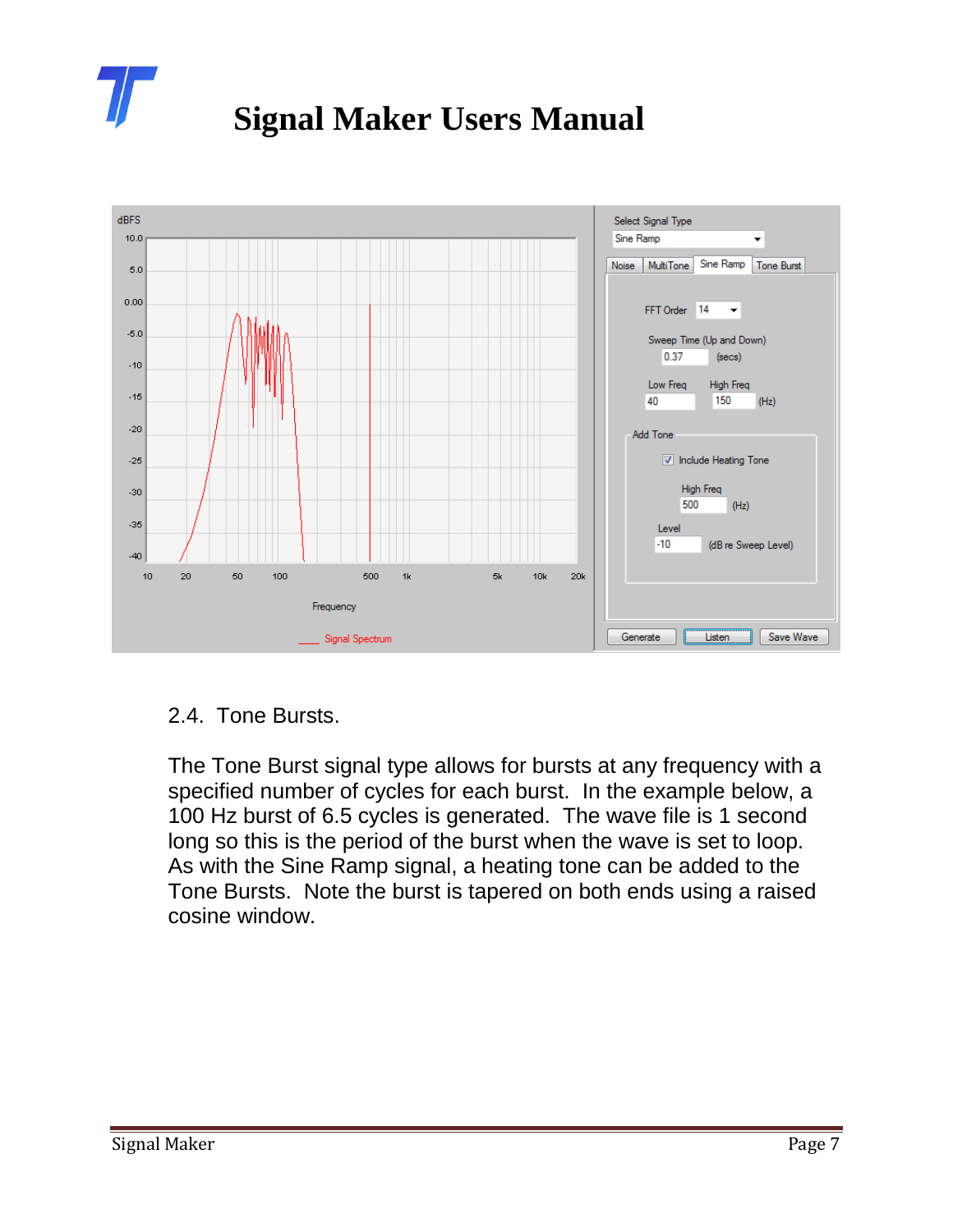## 2.4. Tone Bursts.

The Tone Burst signal type allows for bursts at any frequency with a specified number of cycles for each burst. In the example below, a 100 Hz burst of 6.5 cycles is generated. The wave file is 1 second long so this is the period of the burst when the wave is set to loop. As with the Sine Ramp signal, a heating tone can be added to the Tone Bursts. Note the burst is tapered on both ends using a raised cosine window.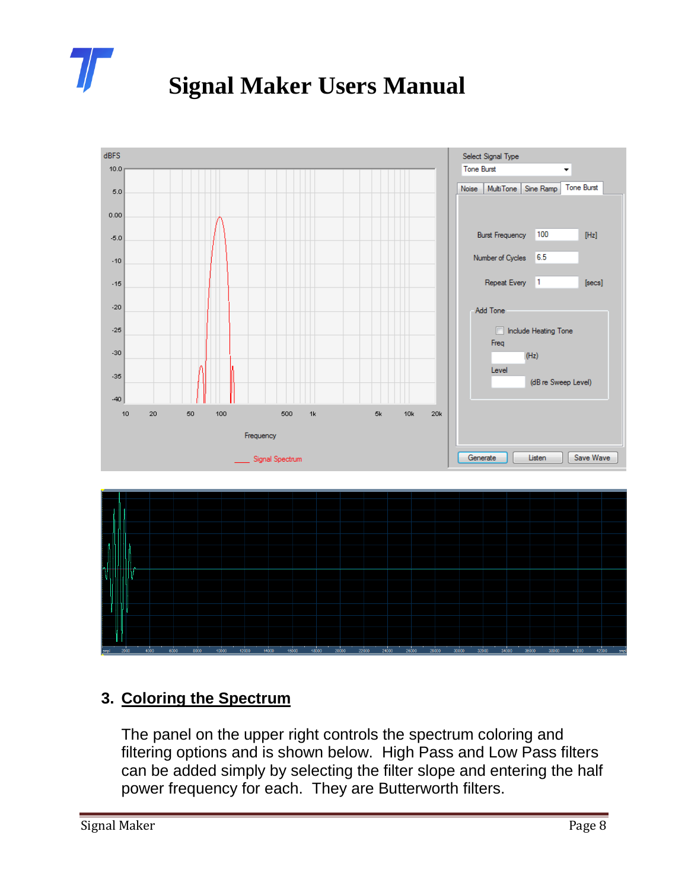## 3. Coloring the Spectrum

The panel on the upper right controls the spectrum coloring and filtering options and is shown below. High Pass and Low Pass filters can be added simply by selecting the filter slope and entering the half power frequency for each. They are Butterworth filters.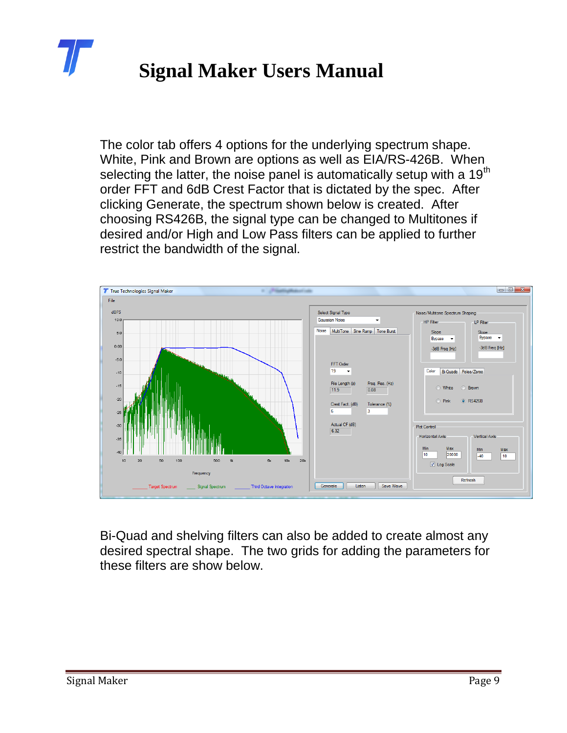# Signal Maker Users Manual

The color tab offers 4 options for the underlying spectrum shape. White, Pink and Brown are options as well as EIA/RS-426B. When selecting the latter, the noise panel is automatically setup with a 19th order FFT and 6dB Crest Factor that is dictated by the spec. After clicking Generate, the spectrum shown below is created. After choosing RS426B, the signal type can be changed to Multitones if desired and/or High and Low Pass filters can be applied to further restrict the bandwidth of the signal.

Bi-Quad and shelving filters can also be added to create almost any desired spectral shape. The two grids for adding the parameters for these filters are show below.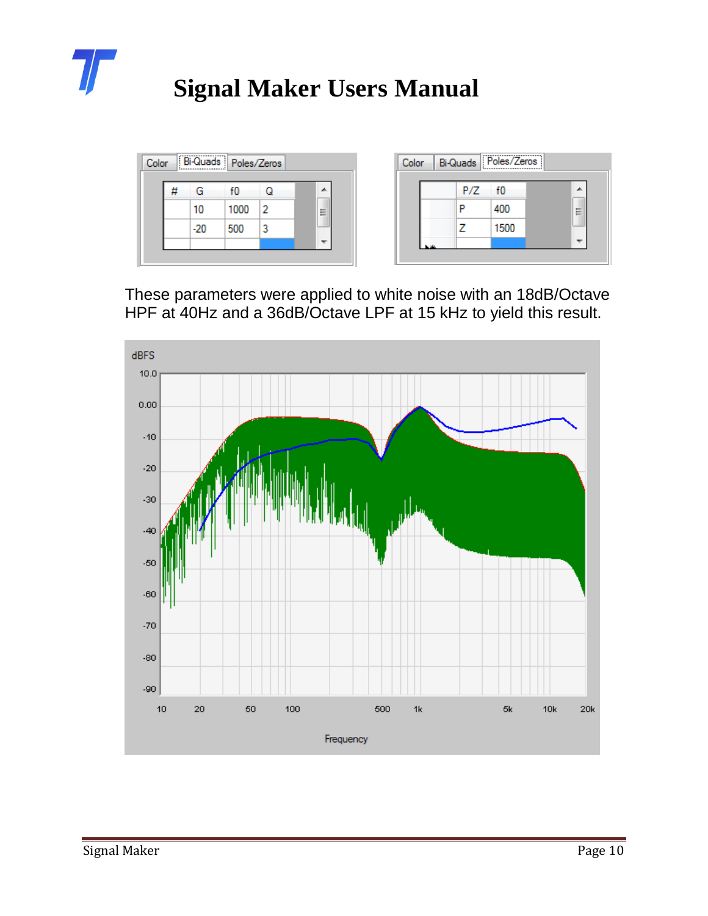# Signal Maker Users Manual

| # | G | f0 | Q |
|---|---|---|---|
| | 10 | 1000 | 2 |
| | -20 | 500 | 3 |

| P/Z | f0 |
|---|---|
| P | 400 |
| Z | 1500 |

These parameters were applied to white noise with an 18dB/Octave HPF at 40Hz and a 36dB/Octave LPF at 15 kHz to yield this result.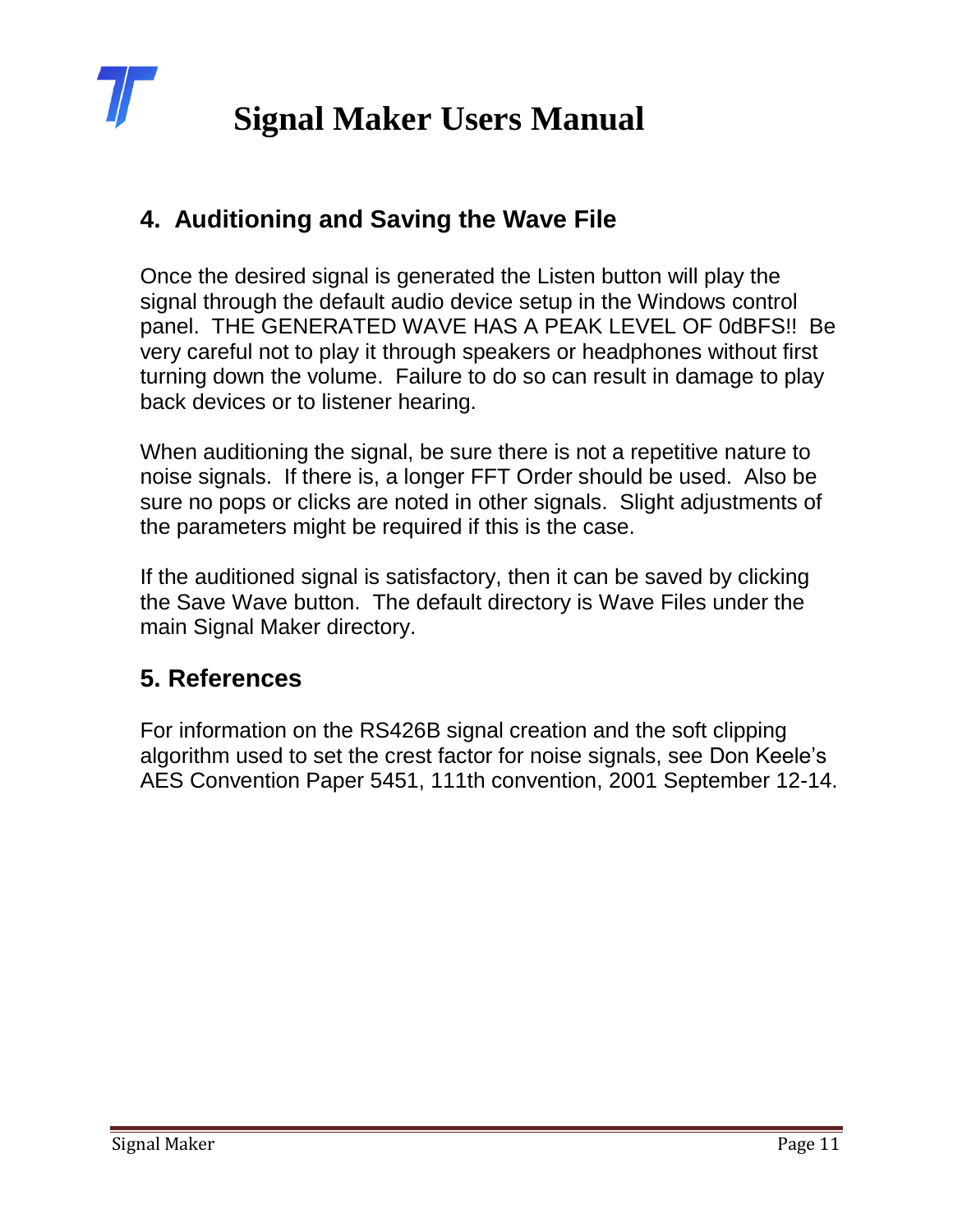## 4. Auditioning and Saving the Wave File

Once the desired signal is generated the Listen button will play the signal through the default audio device setup in the Windows control panel. THE GENERATED WAVE HAS A PEAK LEVEL OF 0dBFS!! Be very careful not to play it through speakers or headphones without first turning down the volume. Failure to do so can result in damage to play back devices or to listener hearing.

When auditioning the signal, be sure there is not a repetitive nature to noise signals. If there is, a longer FFT Order should be used. Also be sure no pops or clicks are noted in other signals. Slight adjustments of the parameters might be required if this is the case.

If the auditioned signal is satisfactory, then it can be saved by clicking the Save Wave button. The default directory is Wave Files under the main Signal Maker directory.

## 5. References

For information on the RS426B signal creation and the soft clipping algorithm used to set the crest factor for noise signals, see Don Keele's AES Convention Paper 5451, 111th convention, 2001 September 12-14.